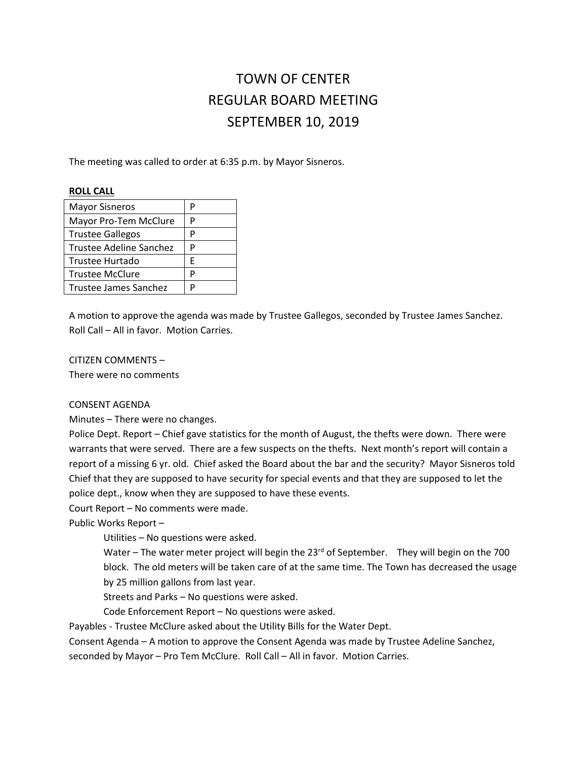# TOWN OF CENTER
# REGULAR BOARD MEETING
# SEPTEMBER 10, 2019

The meeting was called to order at 6:35 p.m. by Mayor Sisneros.

**ROLL CALL**

| | |
|---|---|
| Mayor Sisneros | P |
| Mayor Pro-Tem McClure | P |
| Trustee Gallegos | P |
| Trustee Adeline Sanchez | P |
| Trustee Hurtado | E |
| Trustee McClure | P |
| Trustee James Sanchez | P |

A motion to approve the agenda was made by Trustee Gallegos, seconded by Trustee James Sanchez. Roll Call – All in favor. Motion Carries.

CITIZEN COMMENTS –
There were no comments

CONSENT AGENDA

Minutes – There were no changes.

Police Dept. Report – Chief gave statistics for the month of August, the thefts were down. There were warrants that were served. There are a few suspects on the thefts. Next month's report will contain a report of a missing 6 yr. old. Chief asked the Board about the bar and the security? Mayor Sisneros told Chief that they are supposed to have security for special events and that they are supposed to let the police dept., know when they are supposed to have these events.

Court Report – No comments were made.

Public Works Report –

Utilities – No questions were asked.

Water – The water meter project will begin the 23rd of September. They will begin on the 700 block. The old meters will be taken care of at the same time. The Town has decreased the usage by 25 million gallons from last year.

Streets and Parks – No questions were asked.

Code Enforcement Report – No questions were asked.

Payables - Trustee McClure asked about the Utility Bills for the Water Dept.

Consent Agenda – A motion to approve the Consent Agenda was made by Trustee Adeline Sanchez, seconded by Mayor – Pro Tem McClure. Roll Call – All in favor. Motion Carries.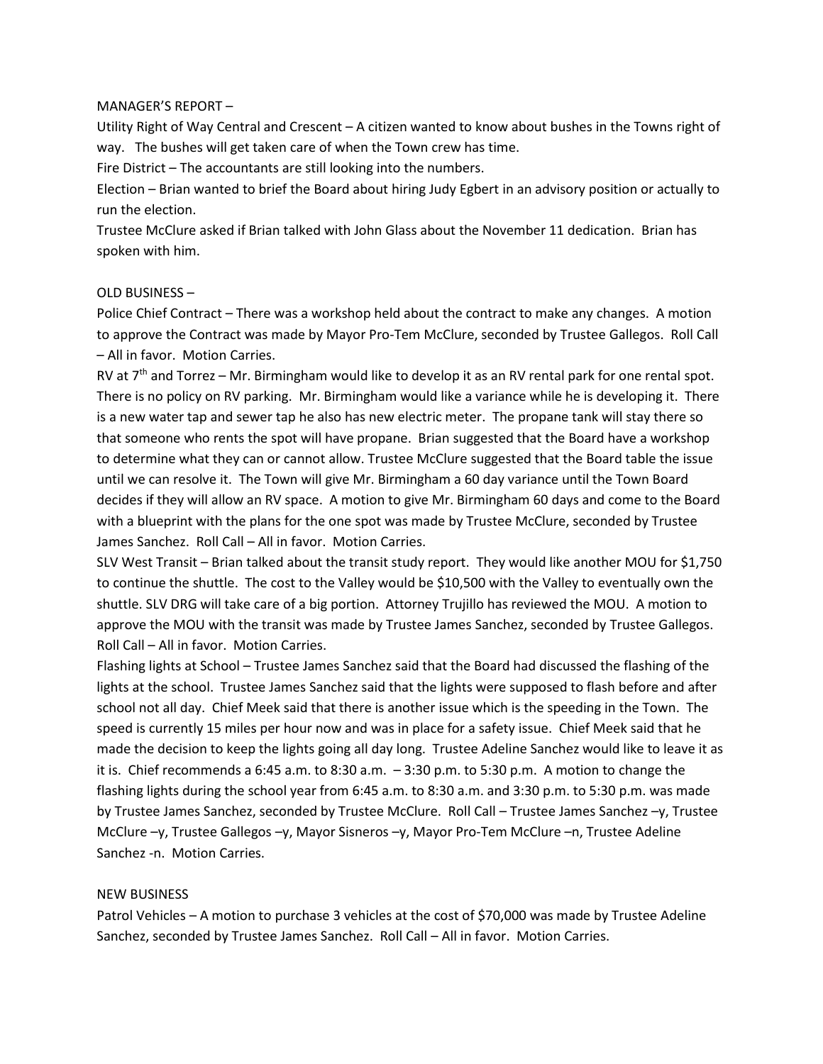MANAGER'S REPORT –

Utility Right of Way Central and Crescent – A citizen wanted to know about bushes in the Towns right of way. The bushes will get taken care of when the Town crew has time.

Fire District – The accountants are still looking into the numbers.

Election – Brian wanted to brief the Board about hiring Judy Egbert in an advisory position or actually to run the election.

Trustee McClure asked if Brian talked with John Glass about the November 11 dedication. Brian has spoken with him.

OLD BUSINESS –

Police Chief Contract – There was a workshop held about the contract to make any changes. A motion to approve the Contract was made by Mayor Pro-Tem McClure, seconded by Trustee Gallegos. Roll Call – All in favor. Motion Carries.

RV at 7th and Torrez – Mr. Birmingham would like to develop it as an RV rental park for one rental spot. There is no policy on RV parking. Mr. Birmingham would like a variance while he is developing it. There is a new water tap and sewer tap he also has new electric meter. The propane tank will stay there so that someone who rents the spot will have propane. Brian suggested that the Board have a workshop to determine what they can or cannot allow. Trustee McClure suggested that the Board table the issue until we can resolve it. The Town will give Mr. Birmingham a 60 day variance until the Town Board decides if they will allow an RV space. A motion to give Mr. Birmingham 60 days and come to the Board with a blueprint with the plans for the one spot was made by Trustee McClure, seconded by Trustee James Sanchez. Roll Call – All in favor. Motion Carries.

SLV West Transit – Brian talked about the transit study report. They would like another MOU for $1,750 to continue the shuttle. The cost to the Valley would be $10,500 with the Valley to eventually own the shuttle. SLV DRG will take care of a big portion. Attorney Trujillo has reviewed the MOU. A motion to approve the MOU with the transit was made by Trustee James Sanchez, seconded by Trustee Gallegos. Roll Call – All in favor. Motion Carries.

Flashing lights at School – Trustee James Sanchez said that the Board had discussed the flashing of the lights at the school. Trustee James Sanchez said that the lights were supposed to flash before and after school not all day. Chief Meek said that there is another issue which is the speeding in the Town. The speed is currently 15 miles per hour now and was in place for a safety issue. Chief Meek said that he made the decision to keep the lights going all day long. Trustee Adeline Sanchez would like to leave it as it is. Chief recommends a 6:45 a.m. to 8:30 a.m. – 3:30 p.m. to 5:30 p.m. A motion to change the flashing lights during the school year from 6:45 a.m. to 8:30 a.m. and 3:30 p.m. to 5:30 p.m. was made by Trustee James Sanchez, seconded by Trustee McClure. Roll Call – Trustee James Sanchez –y, Trustee McClure –y, Trustee Gallegos –y, Mayor Sisneros –y, Mayor Pro-Tem McClure –n, Trustee Adeline Sanchez -n. Motion Carries.

NEW BUSINESS

Patrol Vehicles – A motion to purchase 3 vehicles at the cost of $70,000 was made by Trustee Adeline Sanchez, seconded by Trustee James Sanchez. Roll Call – All in favor. Motion Carries.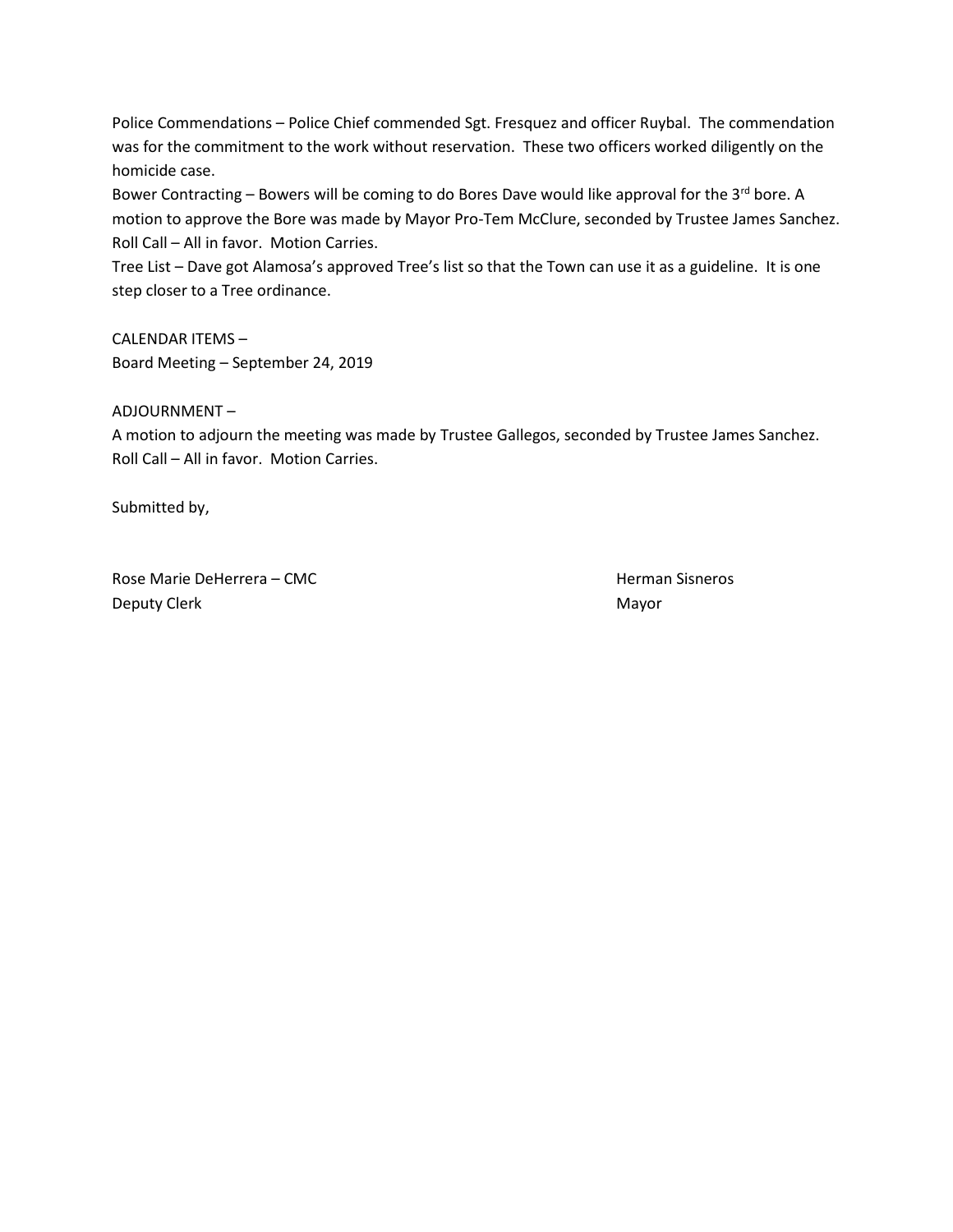Police Commendations – Police Chief commended Sgt. Fresquez and officer Ruybal. The commendation was for the commitment to the work without reservation. These two officers worked diligently on the homicide case.

Bower Contracting – Bowers will be coming to do Bores Dave would like approval for the 3rd bore. A motion to approve the Bore was made by Mayor Pro-Tem McClure, seconded by Trustee James Sanchez. Roll Call – All in favor. Motion Carries.

Tree List – Dave got Alamosa's approved Tree's list so that the Town can use it as a guideline. It is one step closer to a Tree ordinance.

CALENDAR ITEMS –

Board Meeting – September 24, 2019

ADJOURNMENT –

A motion to adjourn the meeting was made by Trustee Gallegos, seconded by Trustee James Sanchez. Roll Call – All in favor. Motion Carries.

Submitted by,

Rose Marie DeHerrera – CMC
Deputy Clerk

Herman Sisneros
Mayor